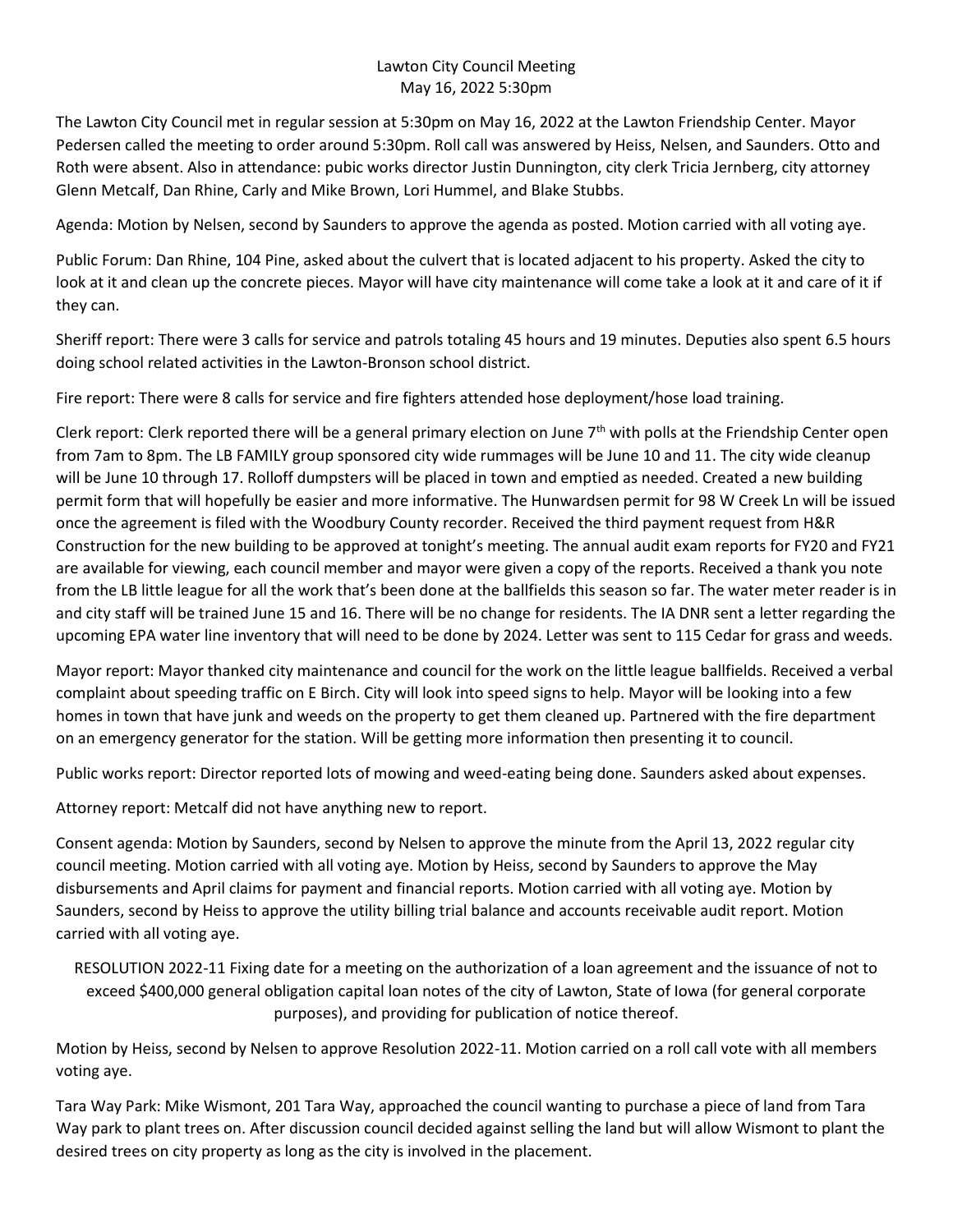# Lawton City Council Meeting
May 16, 2022 5:30pm

The Lawton City Council met in regular session at 5:30pm on May 16, 2022 at the Lawton Friendship Center. Mayor Pedersen called the meeting to order around 5:30pm. Roll call was answered by Heiss, Nelsen, and Saunders. Otto and Roth were absent. Also in attendance: pubic works director Justin Dunnington, city clerk Tricia Jernberg, city attorney Glenn Metcalf, Dan Rhine, Carly and Mike Brown, Lori Hummel, and Blake Stubbs.

Agenda: Motion by Nelsen, second by Saunders to approve the agenda as posted. Motion carried with all voting aye.

Public Forum: Dan Rhine, 104 Pine, asked about the culvert that is located adjacent to his property. Asked the city to look at it and clean up the concrete pieces. Mayor will have city maintenance will come take a look at it and care of it if they can.

Sheriff report: There were 3 calls for service and patrols totaling 45 hours and 19 minutes. Deputies also spent 6.5 hours doing school related activities in the Lawton-Bronson school district.

Fire report: There were 8 calls for service and fire fighters attended hose deployment/hose load training.

Clerk report: Clerk reported there will be a general primary election on June 7th with polls at the Friendship Center open from 7am to 8pm. The LB FAMILY group sponsored city wide rummages will be June 10 and 11. The city wide cleanup will be June 10 through 17. Rolloff dumpsters will be placed in town and emptied as needed. Created a new building permit form that will hopefully be easier and more informative. The Hunwardsen permit for 98 W Creek Ln will be issued once the agreement is filed with the Woodbury County recorder. Received the third payment request from H&R Construction for the new building to be approved at tonight's meeting. The annual audit exam reports for FY20 and FY21 are available for viewing, each council member and mayor were given a copy of the reports. Received a thank you note from the LB little league for all the work that's been done at the ballfields this season so far. The water meter reader is in and city staff will be trained June 15 and 16. There will be no change for residents. The IA DNR sent a letter regarding the upcoming EPA water line inventory that will need to be done by 2024. Letter was sent to 115 Cedar for grass and weeds.

Mayor report: Mayor thanked city maintenance and council for the work on the little league ballfields. Received a verbal complaint about speeding traffic on E Birch. City will look into speed signs to help. Mayor will be looking into a few homes in town that have junk and weeds on the property to get them cleaned up. Partnered with the fire department on an emergency generator for the station. Will be getting more information then presenting it to council.

Public works report: Director reported lots of mowing and weed-eating being done. Saunders asked about expenses.

Attorney report: Metcalf did not have anything new to report.

Consent agenda: Motion by Saunders, second by Nelsen to approve the minute from the April 13, 2022 regular city council meeting. Motion carried with all voting aye. Motion by Heiss, second by Saunders to approve the May disbursements and April claims for payment and financial reports. Motion carried with all voting aye. Motion by Saunders, second by Heiss to approve the utility billing trial balance and accounts receivable audit report. Motion carried with all voting aye.

RESOLUTION 2022-11 Fixing date for a meeting on the authorization of a loan agreement and the issuance of not to exceed $400,000 general obligation capital loan notes of the city of Lawton, State of Iowa (for general corporate purposes), and providing for publication of notice thereof.

Motion by Heiss, second by Nelsen to approve Resolution 2022-11. Motion carried on a roll call vote with all members voting aye.

Tara Way Park: Mike Wismont, 201 Tara Way, approached the council wanting to purchase a piece of land from Tara Way park to plant trees on. After discussion council decided against selling the land but will allow Wismont to plant the desired trees on city property as long as the city is involved in the placement.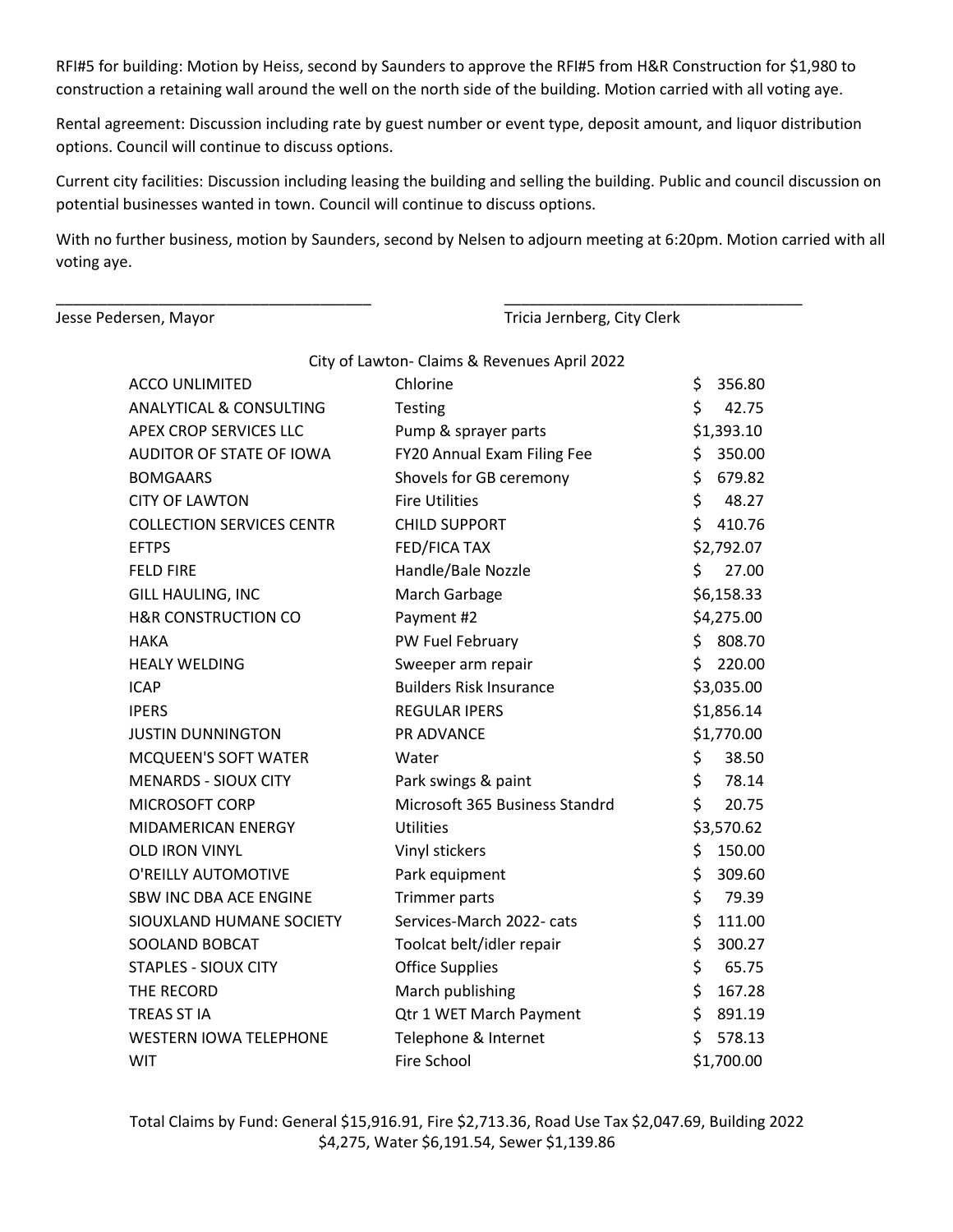RFI#5 for building: Motion by Heiss, second by Saunders to approve the RFI#5 from H&R Construction for $1,980 to construction a retaining wall around the well on the north side of the building. Motion carried with all voting aye.

Rental agreement: Discussion including rate by guest number or event type, deposit amount, and liquor distribution options. Council will continue to discuss options.

Current city facilities: Discussion including leasing the building and selling the building. Public and council discussion on potential businesses wanted in town. Council will continue to discuss options.

With no further business, motion by Saunders, second by Nelsen to adjourn meeting at 6:20pm. Motion carried with all voting aye.

_____________________________________ _____________________________________

Jesse Pedersen, Mayor Tricia Jernberg, City Clerk

City of Lawton- Claims & Revenues April 2022

| | | |
|---|---|---|
| ACCO UNLIMITED | Chlorine | $ 356.80 |
| ANALYTICAL & CONSULTING | Testing | $ 42.75 |
| APEX CROP SERVICES LLC | Pump & sprayer parts | $1,393.10 |
| AUDITOR OF STATE OF IOWA | FY20 Annual Exam Filing Fee | $ 350.00 |
| BOMGAARS | Shovels for GB ceremony | $ 679.82 |
| CITY OF LAWTON | Fire Utilities | $ 48.27 |
| COLLECTION SERVICES CENTR | CHILD SUPPORT | $ 410.76 |
| EFTPS | FED/FICA TAX | $2,792.07 |
| FELD FIRE | Handle/Bale Nozzle | $ 27.00 |
| GILL HAULING, INC | March Garbage | $6,158.33 |
| H&R CONSTRUCTION CO | Payment #2 | $4,275.00 |
| HAKA | PW Fuel February | $ 808.70 |
| HEALY WELDING | Sweeper arm repair | $ 220.00 |
| ICAP | Builders Risk Insurance | $3,035.00 |
| IPERS | REGULAR IPERS | $1,856.14 |
| JUSTIN DUNNINGTON | PR ADVANCE | $1,770.00 |
| MCQUEEN'S SOFT WATER | Water | $ 38.50 |
| MENARDS - SIOUX CITY | Park swings & paint | $ 78.14 |
| MICROSOFT CORP | Microsoft 365 Business Standrd | $ 20.75 |
| MIDAMERICAN ENERGY | Utilities | $3,570.62 |
| OLD IRON VINYL | Vinyl stickers | $ 150.00 |
| O'REILLY AUTOMOTIVE | Park equipment | $ 309.60 |
| SBW INC DBA ACE ENGINE | Trimmer parts | $ 79.39 |
| SIOUXLAND HUMANE SOCIETY | Services-March 2022- cats | $ 111.00 |
| SOOLAND BOBCAT | Toolcat belt/idler repair | $ 300.27 |
| STAPLES - SIOUX CITY | Office Supplies | $ 65.75 |
| THE RECORD | March publishing | $ 167.28 |
| TREAS ST IA | Qtr 1 WET March Payment | $ 891.19 |
| WESTERN IOWA TELEPHONE | Telephone & Internet | $ 578.13 |
| WIT | Fire School | $1,700.00 |

Total Claims by Fund: General $15,916.91, Fire $2,713.36, Road Use Tax $2,047.69, Building 2022 $4,275, Water $6,191.54, Sewer $1,139.86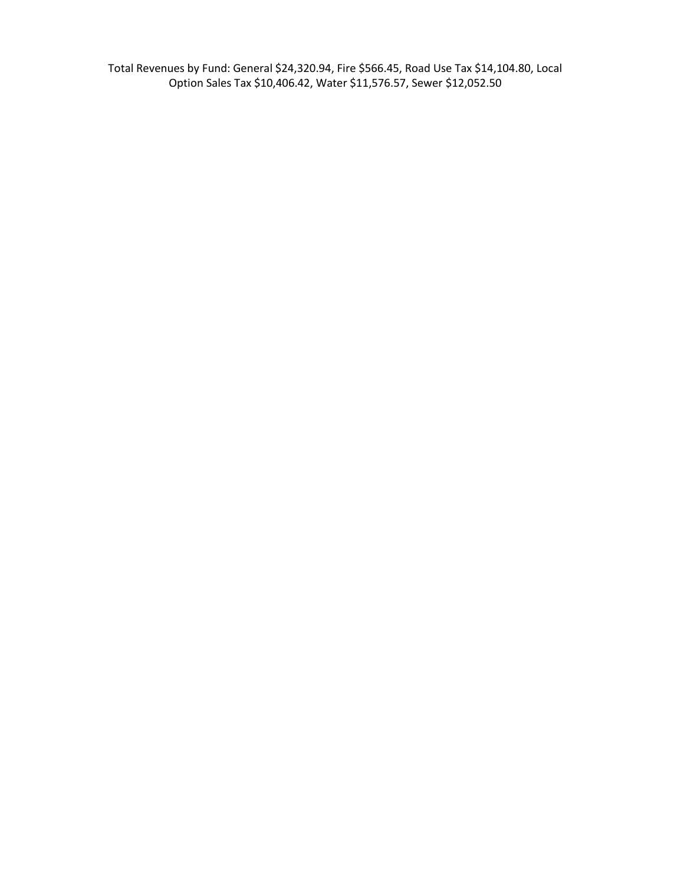Total Revenues by Fund: General $24,320.94, Fire $566.45, Road Use Tax $14,104.80, Local Option Sales Tax $10,406.42, Water $11,576.57, Sewer $12,052.50